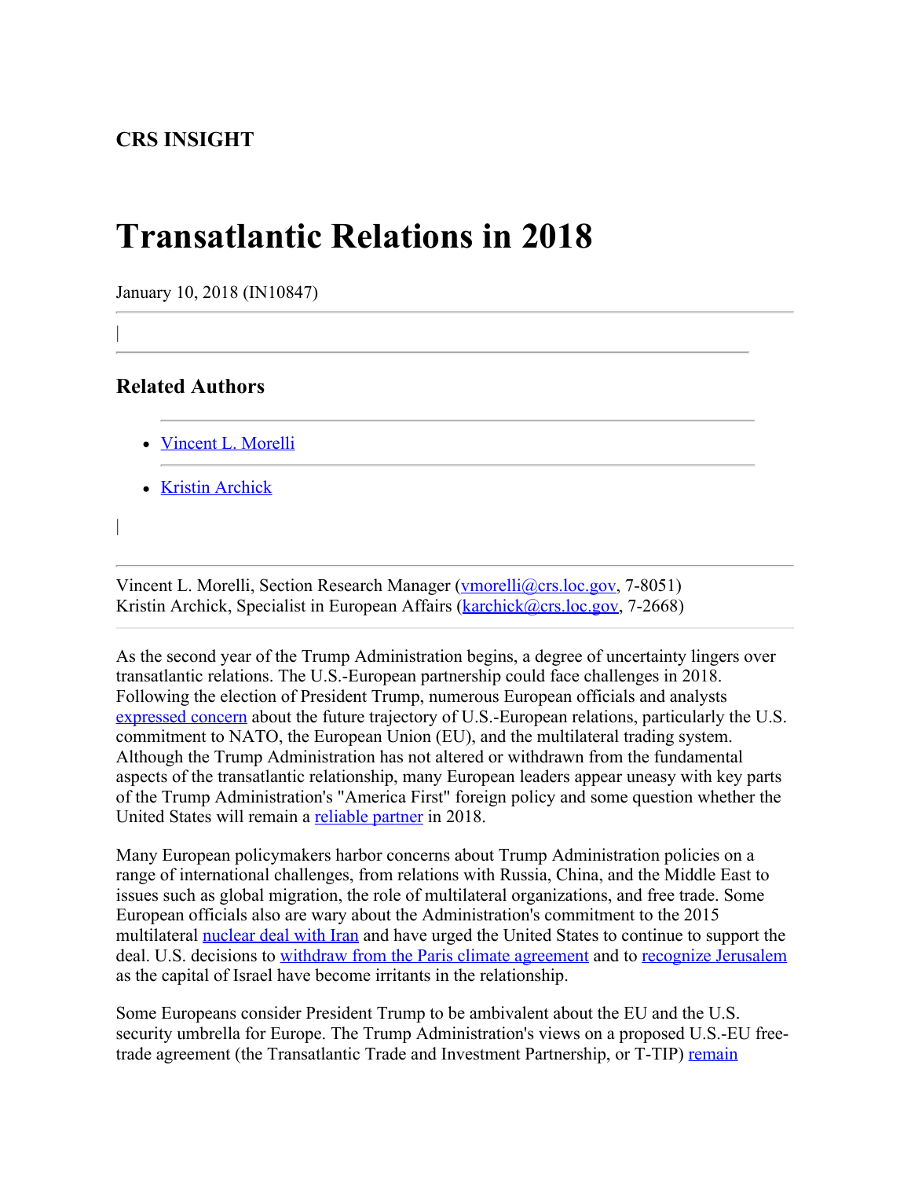**CRS INSIGHT**

# Transatlantic Relations in 2018

January 10, 2018 (IN10847)

|

## Related Authors

- Vincent L. Morelli
- Kristin Archick

|

Vincent L. Morelli, Section Research Manager (vmorelli@crs.loc.gov, 7-8051)
Kristin Archick, Specialist in European Affairs (karchick@crs.loc.gov, 7-2668)

As the second year of the Trump Administration begins, a degree of uncertainty lingers over transatlantic relations. The U.S.-European partnership could face challenges in 2018. Following the election of President Trump, numerous European officials and analysts expressed concern about the future trajectory of U.S.-European relations, particularly the U.S. commitment to NATO, the European Union (EU), and the multilateral trading system. Although the Trump Administration has not altered or withdrawn from the fundamental aspects of the transatlantic relationship, many European leaders appear uneasy with key parts of the Trump Administration's "America First" foreign policy and some question whether the United States will remain a reliable partner in 2018.

Many European policymakers harbor concerns about Trump Administration policies on a range of international challenges, from relations with Russia, China, and the Middle East to issues such as global migration, the role of multilateral organizations, and free trade. Some European officials also are wary about the Administration's commitment to the 2015 multilateral nuclear deal with Iran and have urged the United States to continue to support the deal. U.S. decisions to withdraw from the Paris climate agreement and to recognize Jerusalem as the capital of Israel have become irritants in the relationship.

Some Europeans consider President Trump to be ambivalent about the EU and the U.S. security umbrella for Europe. The Trump Administration's views on a proposed U.S.-EU free-trade agreement (the Transatlantic Trade and Investment Partnership, or T-TIP) remain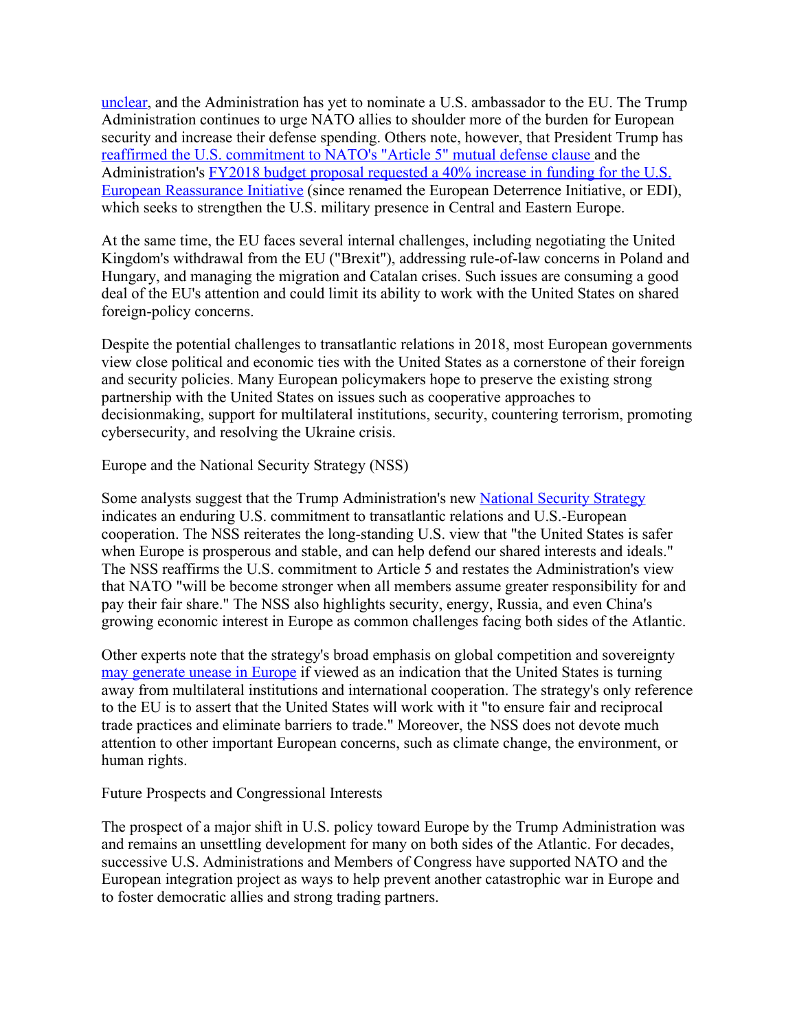unclear, and the Administration has yet to nominate a U.S. ambassador to the EU. The Trump Administration continues to urge NATO allies to shoulder more of the burden for European security and increase their defense spending. Others note, however, that President Trump has reaffirmed the U.S. commitment to NATO's "Article 5" mutual defense clause and the Administration's FY2018 budget proposal requested a 40% increase in funding for the U.S. European Reassurance Initiative (since renamed the European Deterrence Initiative, or EDI), which seeks to strengthen the U.S. military presence in Central and Eastern Europe.

At the same time, the EU faces several internal challenges, including negotiating the United Kingdom's withdrawal from the EU ("Brexit"), addressing rule-of-law concerns in Poland and Hungary, and managing the migration and Catalan crises. Such issues are consuming a good deal of the EU's attention and could limit its ability to work with the United States on shared foreign-policy concerns.

Despite the potential challenges to transatlantic relations in 2018, most European governments view close political and economic ties with the United States as a cornerstone of their foreign and security policies. Many European policymakers hope to preserve the existing strong partnership with the United States on issues such as cooperative approaches to decisionmaking, support for multilateral institutions, security, countering terrorism, promoting cybersecurity, and resolving the Ukraine crisis.

## Europe and the National Security Strategy (NSS)

Some analysts suggest that the Trump Administration's new National Security Strategy indicates an enduring U.S. commitment to transatlantic relations and U.S.-European cooperation. The NSS reiterates the long-standing U.S. view that "the United States is safer when Europe is prosperous and stable, and can help defend our shared interests and ideals." The NSS reaffirms the U.S. commitment to Article 5 and restates the Administration's view that NATO "will be become stronger when all members assume greater responsibility for and pay their fair share." The NSS also highlights security, energy, Russia, and even China's growing economic interest in Europe as common challenges facing both sides of the Atlantic.

Other experts note that the strategy's broad emphasis on global competition and sovereignty may generate unease in Europe if viewed as an indication that the United States is turning away from multilateral institutions and international cooperation. The strategy's only reference to the EU is to assert that the United States will work with it "to ensure fair and reciprocal trade practices and eliminate barriers to trade." Moreover, the NSS does not devote much attention to other important European concerns, such as climate change, the environment, or human rights.

## Future Prospects and Congressional Interests

The prospect of a major shift in U.S. policy toward Europe by the Trump Administration was and remains an unsettling development for many on both sides of the Atlantic. For decades, successive U.S. Administrations and Members of Congress have supported NATO and the European integration project as ways to help prevent another catastrophic war in Europe and to foster democratic allies and strong trading partners.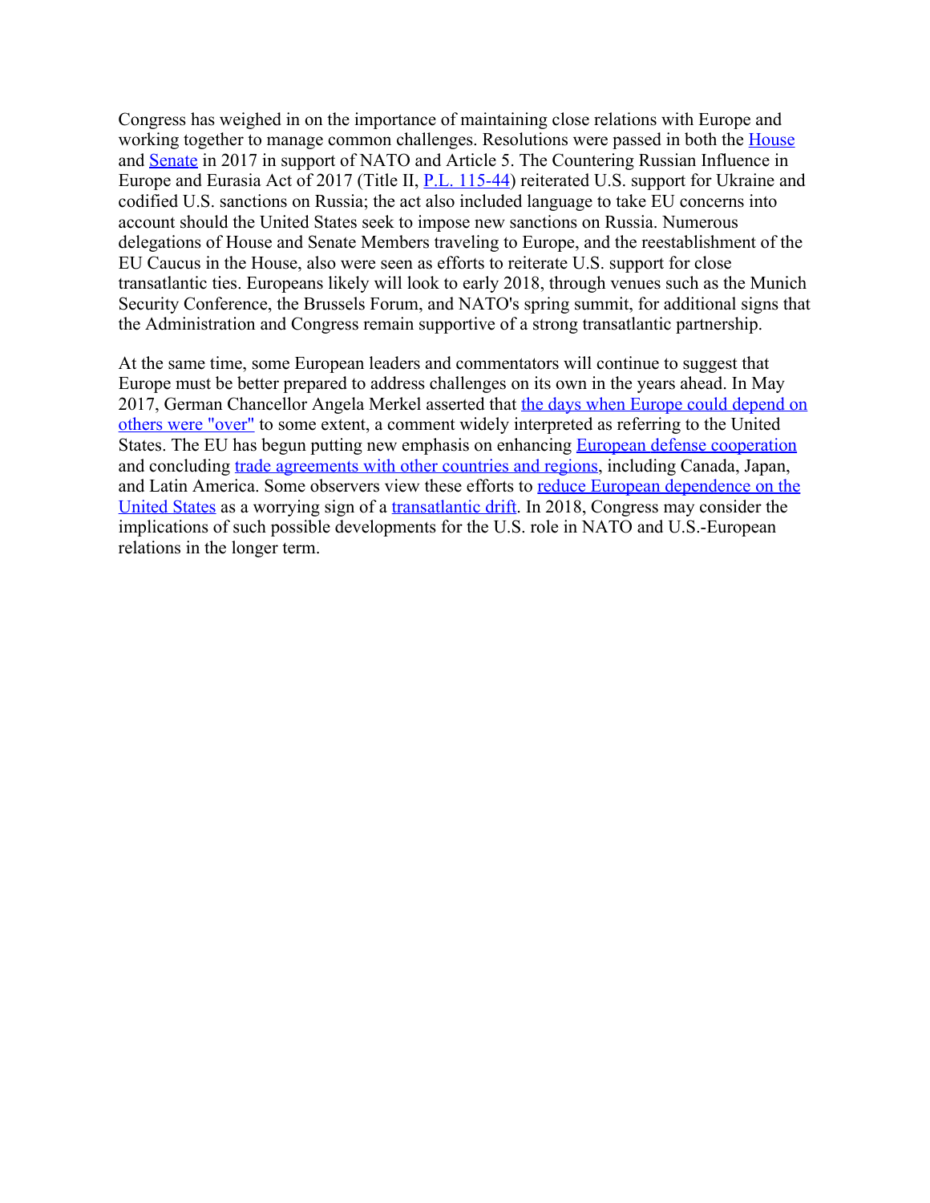Congress has weighed in on the importance of maintaining close relations with Europe and working together to manage common challenges. Resolutions were passed in both the House and Senate in 2017 in support of NATO and Article 5. The Countering Russian Influence in Europe and Eurasia Act of 2017 (Title II, P.L. 115-44) reiterated U.S. support for Ukraine and codified U.S. sanctions on Russia; the act also included language to take EU concerns into account should the United States seek to impose new sanctions on Russia. Numerous delegations of House and Senate Members traveling to Europe, and the reestablishment of the EU Caucus in the House, also were seen as efforts to reiterate U.S. support for close transatlantic ties. Europeans likely will look to early 2018, through venues such as the Munich Security Conference, the Brussels Forum, and NATO's spring summit, for additional signs that the Administration and Congress remain supportive of a strong transatlantic partnership.

At the same time, some European leaders and commentators will continue to suggest that Europe must be better prepared to address challenges on its own in the years ahead. In May 2017, German Chancellor Angela Merkel asserted that the days when Europe could depend on others were "over" to some extent, a comment widely interpreted as referring to the United States. The EU has begun putting new emphasis on enhancing European defense cooperation and concluding trade agreements with other countries and regions, including Canada, Japan, and Latin America. Some observers view these efforts to reduce European dependence on the United States as a worrying sign of a transatlantic drift. In 2018, Congress may consider the implications of such possible developments for the U.S. role in NATO and U.S.-European relations in the longer term.